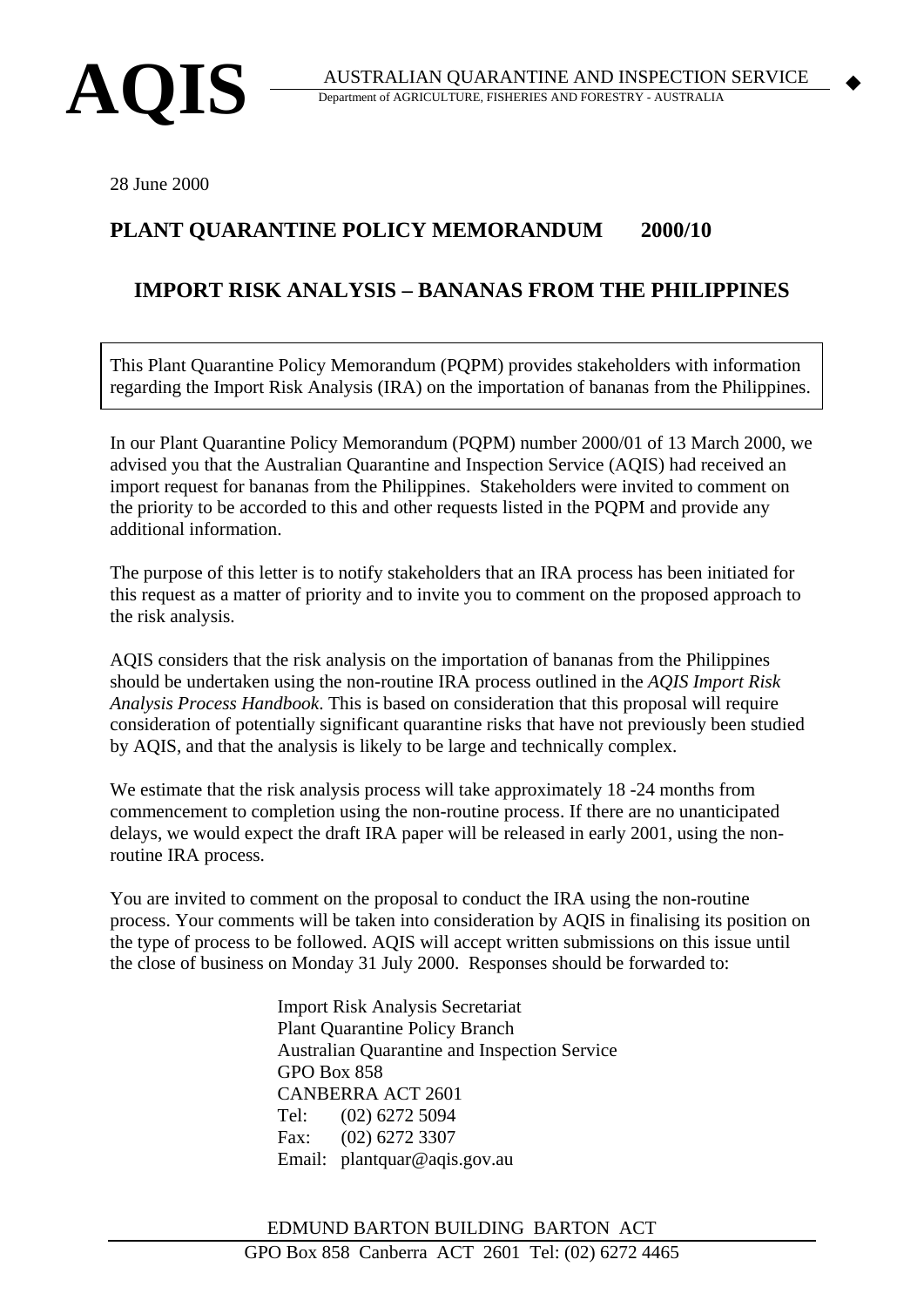# AQIS

AUSTRALIAN QUARANTINE AND INSPECTION SERVICE
Department of AGRICULTURE, FISHERIES AND FORESTRY - AUSTRALIA

28 June 2000

## PLANT QUARANTINE POLICY MEMORANDUM 2000/10

## IMPORT RISK ANALYSIS – BANANAS FROM THE PHILIPPINES

This Plant Quarantine Policy Memorandum (PQPM) provides stakeholders with information regarding the Import Risk Analysis (IRA) on the importation of bananas from the Philippines.

In our Plant Quarantine Policy Memorandum (PQPM) number 2000/01 of 13 March 2000, we advised you that the Australian Quarantine and Inspection Service (AQIS) had received an import request for bananas from the Philippines. Stakeholders were invited to comment on the priority to be accorded to this and other requests listed in the PQPM and provide any additional information.

The purpose of this letter is to notify stakeholders that an IRA process has been initiated for this request as a matter of priority and to invite you to comment on the proposed approach to the risk analysis.

AQIS considers that the risk analysis on the importation of bananas from the Philippines should be undertaken using the non-routine IRA process outlined in the *AQIS Import Risk Analysis Process Handbook*. This is based on consideration that this proposal will require consideration of potentially significant quarantine risks that have not previously been studied by AQIS, and that the analysis is likely to be large and technically complex.

We estimate that the risk analysis process will take approximately 18 -24 months from commencement to completion using the non-routine process. If there are no unanticipated delays, we would expect the draft IRA paper will be released in early 2001, using the non-routine IRA process.

You are invited to comment on the proposal to conduct the IRA using the non-routine process. Your comments will be taken into consideration by AQIS in finalising its position on the type of process to be followed. AQIS will accept written submissions on this issue until the close of business on Monday 31 July 2000. Responses should be forwarded to:

Import Risk Analysis Secretariat
Plant Quarantine Policy Branch
Australian Quarantine and Inspection Service
GPO Box 858
CANBERRA ACT 2601
Tel: (02) 6272 5094
Fax: (02) 6272 3307
Email: plantquar@aqis.gov.au

EDMUND BARTON BUILDING BARTON ACT
GPO Box 858 Canberra ACT 2601 Tel: (02) 6272 4465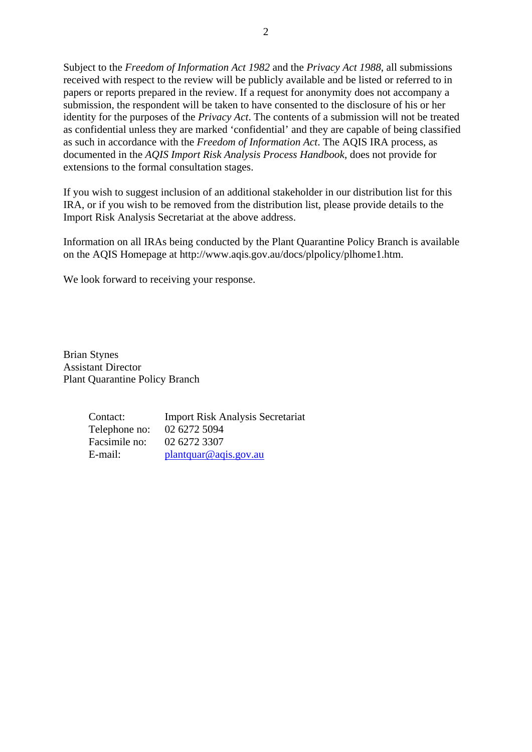Subject to the *Freedom of Information Act 1982* and the *Privacy Act 1988*, all submissions received with respect to the review will be publicly available and be listed or referred to in papers or reports prepared in the review. If a request for anonymity does not accompany a submission, the respondent will be taken to have consented to the disclosure of his or her identity for the purposes of the *Privacy Act*. The contents of a submission will not be treated as confidential unless they are marked 'confidential' and they are capable of being classified as such in accordance with the *Freedom of Information Act*. The AQIS IRA process, as documented in the *AQIS Import Risk Analysis Process Handbook*, does not provide for extensions to the formal consultation stages.

If you wish to suggest inclusion of an additional stakeholder in our distribution list for this IRA, or if you wish to be removed from the distribution list, please provide details to the Import Risk Analysis Secretariat at the above address.

Information on all IRAs being conducted by the Plant Quarantine Policy Branch is available on the AQIS Homepage at http://www.aqis.gov.au/docs/plpolicy/plhome1.htm.

We look forward to receiving your response.

Brian Stynes
Assistant Director
Plant Quarantine Policy Branch

| | |
|---|---|
| Contact: | Import Risk Analysis Secretariat |
| Telephone no: | 02 6272 5094 |
| Facsimile no: | 02 6272 3307 |
| E-mail: | plantquar@aqis.gov.au |